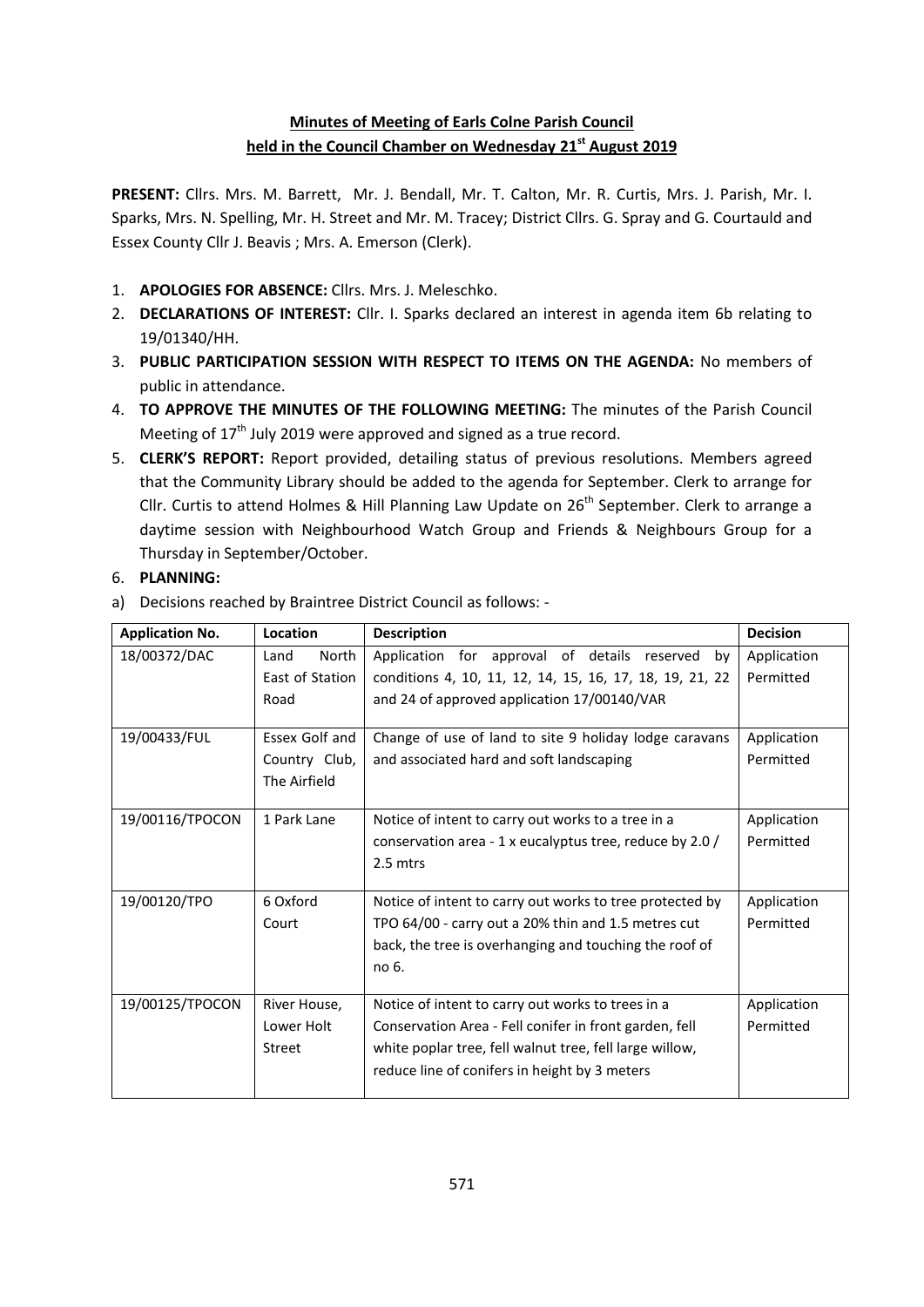**Minutes of Meeting of Earls Colne Parish Council held in the Council Chamber on Wednesday 21st August 2019**

**PRESENT:** Cllrs. Mrs. M. Barrett, Mr. J. Bendall, Mr. T. Calton, Mr. R. Curtis, Mrs. J. Parish, Mr. I. Sparks, Mrs. N. Spelling, Mr. H. Street and Mr. M. Tracey; District Cllrs. G. Spray and G. Courtauld and Essex County Cllr J. Beavis ; Mrs. A. Emerson (Clerk).

1. **APOLOGIES FOR ABSENCE:** Cllrs. Mrs. J. Meleschko.
2. **DECLARATIONS OF INTEREST:** Cllr. I. Sparks declared an interest in agenda item 6b relating to 19/01340/HH.
3. **PUBLIC PARTICIPATION SESSION WITH RESPECT TO ITEMS ON THE AGENDA:** No members of public in attendance.
4. **TO APPROVE THE MINUTES OF THE FOLLOWING MEETING:** The minutes of the Parish Council Meeting of 17th July 2019 were approved and signed as a true record.
5. **CLERK'S REPORT:** Report provided, detailing status of previous resolutions. Members agreed that the Community Library should be added to the agenda for September. Clerk to arrange for Cllr. Curtis to attend Holmes & Hill Planning Law Update on 26th September. Clerk to arrange a daytime session with Neighbourhood Watch Group and Friends & Neighbours Group for a Thursday in September/October.
6. **PLANNING:**

a) Decisions reached by Braintree District Council as follows: -

| Application No. | Location | Description | Decision |
|---|---|---|---|
| 18/00372/DAC | Land North East of Station Road | Application for approval of details reserved by conditions 4, 10, 11, 12, 14, 15, 16, 17, 18, 19, 21, 22 and 24 of approved application 17/00140/VAR | Application Permitted |
| 19/00433/FUL | Essex Golf and Country Club, The Airfield | Change of use of land to site 9 holiday lodge caravans and associated hard and soft landscaping | Application Permitted |
| 19/00116/TPOCON | 1 Park Lane | Notice of intent to carry out works to a tree in a conservation area - 1 x eucalyptus tree, reduce by 2.0 / 2.5 mtrs | Application Permitted |
| 19/00120/TPO | 6 Oxford Court | Notice of intent to carry out works to tree protected by TPO 64/00 - carry out a 20% thin and 1.5 metres cut back, the tree is overhanging and touching the roof of no 6. | Application Permitted |
| 19/00125/TPOCON | River House, Lower Holt Street | Notice of intent to carry out works to trees in a Conservation Area - Fell conifer in front garden, fell white poplar tree, fell walnut tree, fell large willow, reduce line of conifers in height by 3 meters | Application Permitted |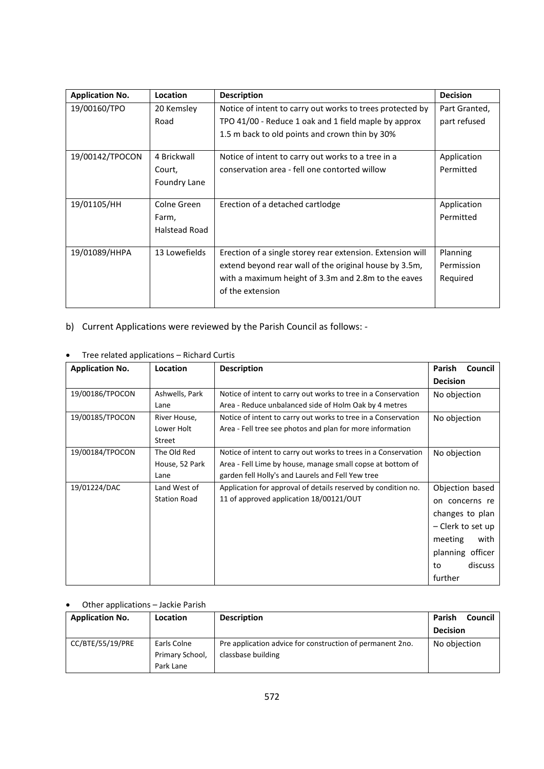| Application No. | Location | Description | Decision |
|---|---|---|---|
| 19/00160/TPO | 20 Kemsley Road | Notice of intent to carry out works to trees protected by TPO 41/00 - Reduce 1 oak and 1 field maple by approx 1.5 m back to old points and crown thin by 30% | Part Granted, part refused |
| 19/00142/TPOCON | 4 Brickwall Court, Foundry Lane | Notice of intent to carry out works to a tree in a conservation area - fell one contorted willow | Application Permitted |
| 19/01105/HH | Colne Green Farm, Halstead Road | Erection of a detached cartlodge | Application Permitted |
| 19/01089/HHPA | 13 Lowefields | Erection of a single storey rear extension. Extension will extend beyond rear wall of the original house by 3.5m, with a maximum height of 3.3m and 2.8m to the eaves of the extension | Planning Permission Required |

b) Current Applications were reviewed by the Parish Council as follows: -

- Tree related applications – Richard Curtis

| Application No. | Location | Description | Parish Council Decision |
|---|---|---|---|
| 19/00186/TPOCON | Ashwells, Park Lane | Notice of intent to carry out works to tree in a Conservation Area - Reduce unbalanced side of Holm Oak by 4 metres | No objection |
| 19/00185/TPOCON | River House, Lower Holt Street | Notice of intent to carry out works to tree in a Conservation Area - Fell tree see photos and plan for more information | No objection |
| 19/00184/TPOCON | The Old Red House, 52 Park Lane | Notice of intent to carry out works to trees in a Conservation Area - Fell Lime by house, manage small copse at bottom of garden fell Holly's and Laurels and Fell Yew tree | No objection |
| 19/01224/DAC | Land West of Station Road | Application for approval of details reserved by condition no. 11 of approved application 18/00121/OUT | Objection based on concerns re changes to plan – Clerk to set up meeting with planning officer to discuss further |

- Other applications – Jackie Parish

| Application No. | Location | Description | Parish Council Decision |
|---|---|---|---|
| CC/BTE/55/19/PRE | Earls Colne Primary School, Park Lane | Pre application advice for construction of permanent 2no. classbase building | No objection |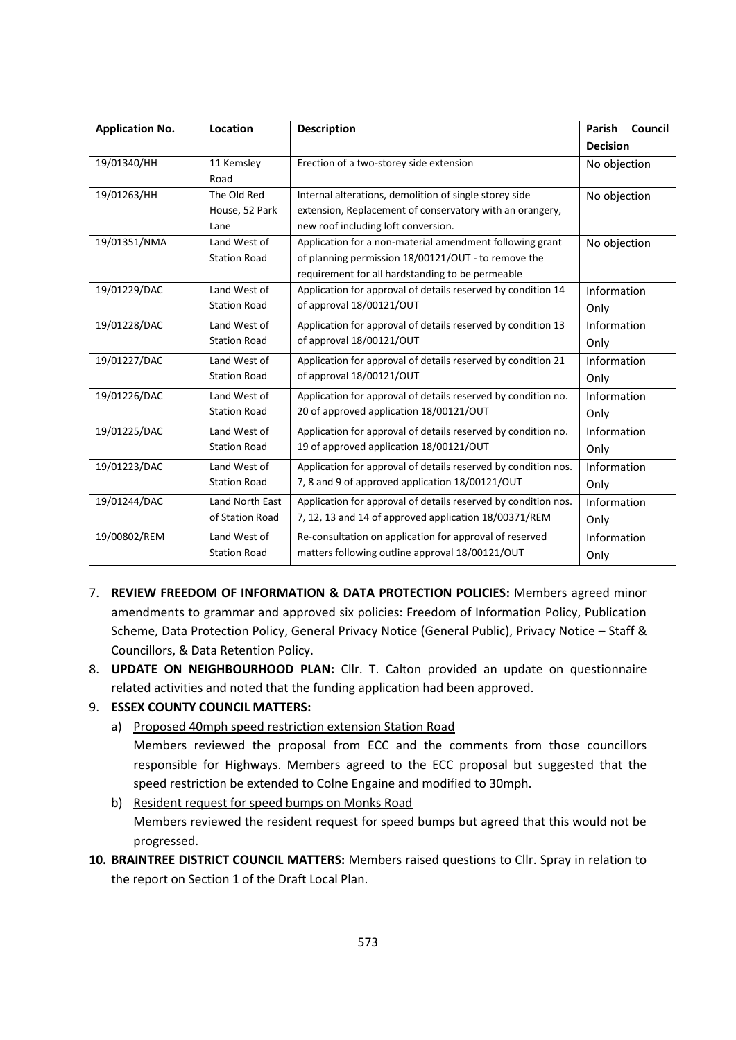| Application No. | Location | Description | Parish Council Decision |
|---|---|---|---|
| 19/01340/HH | 11 Kemsley Road | Erection of a two-storey side extension | No objection |
| 19/01263/HH | The Old Red House, 52 Park Lane | Internal alterations, demolition of single storey side extension, Replacement of conservatory with an orangery, new roof including loft conversion. | No objection |
| 19/01351/NMA | Land West of Station Road | Application for a non-material amendment following grant of planning permission 18/00121/OUT - to remove the requirement for all hardstanding to be permeable | No objection |
| 19/01229/DAC | Land West of Station Road | Application for approval of details reserved by condition 14 of approval 18/00121/OUT | Information Only |
| 19/01228/DAC | Land West of Station Road | Application for approval of details reserved by condition 13 of approval 18/00121/OUT | Information Only |
| 19/01227/DAC | Land West of Station Road | Application for approval of details reserved by condition 21 of approval 18/00121/OUT | Information Only |
| 19/01226/DAC | Land West of Station Road | Application for approval of details reserved by condition no. 20 of approved application 18/00121/OUT | Information Only |
| 19/01225/DAC | Land West of Station Road | Application for approval of details reserved by condition no. 19 of approved application 18/00121/OUT | Information Only |
| 19/01223/DAC | Land West of Station Road | Application for approval of details reserved by condition nos. 7, 8 and 9 of approved application 18/00121/OUT | Information Only |
| 19/01244/DAC | Land North East of Station Road | Application for approval of details reserved by condition nos. 7, 12, 13 and 14 of approved application 18/00371/REM | Information Only |
| 19/00802/REM | Land West of Station Road | Re-consultation on application for approval of reserved matters following outline approval 18/00121/OUT | Information Only |

7. **REVIEW FREEDOM OF INFORMATION & DATA PROTECTION POLICIES:** Members agreed minor amendments to grammar and approved six policies: Freedom of Information Policy, Publication Scheme, Data Protection Policy, General Privacy Notice (General Public), Privacy Notice – Staff & Councillors, & Data Retention Policy.
8. **UPDATE ON NEIGHBOURHOOD PLAN:** Cllr. T. Calton provided an update on questionnaire related activities and noted that the funding application had been approved.
9. **ESSEX COUNTY COUNCIL MATTERS:**
   a) Proposed 40mph speed restriction extension Station Road

      Members reviewed the proposal from ECC and the comments from those councillors responsible for Highways. Members agreed to the ECC proposal but suggested that the speed restriction be extended to Colne Engaine and modified to 30mph.
   b) Resident request for speed bumps on Monks Road

      Members reviewed the resident request for speed bumps but agreed that this would not be progressed.
10. **BRAINTREE DISTRICT COUNCIL MATTERS:** Members raised questions to Cllr. Spray in relation to the report on Section 1 of the Draft Local Plan.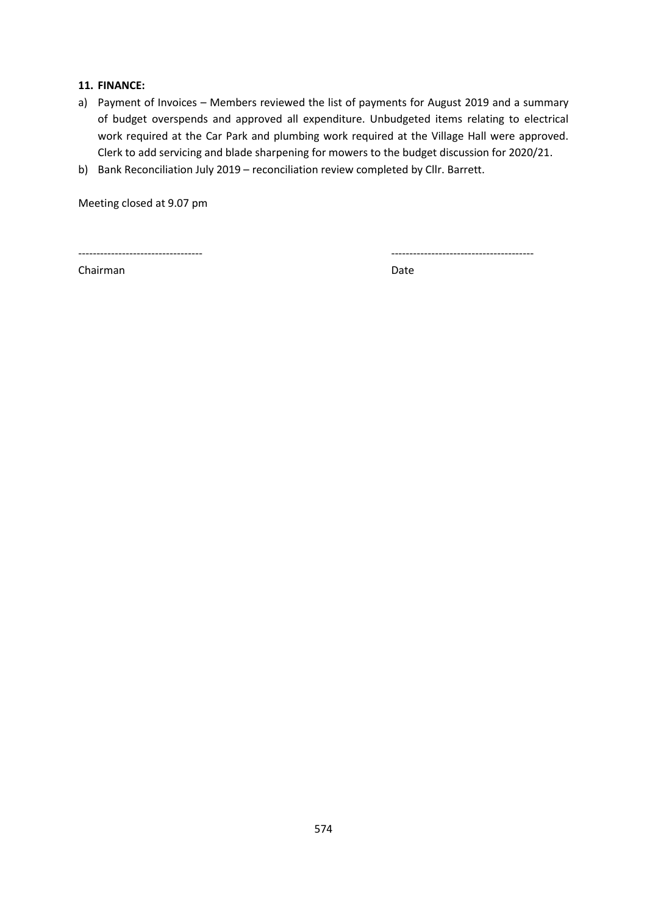**11. FINANCE:**

a) Payment of Invoices – Members reviewed the list of payments for August 2019 and a summary of budget overspends and approved all expenditure. Unbudgeted items relating to electrical work required at the Car Park and plumbing work required at the Village Hall were approved. Clerk to add servicing and blade sharpening for mowers to the budget discussion for 2020/21.

b) Bank Reconciliation July 2019 – reconciliation review completed by Cllr. Barrett.

Meeting closed at 9.07 pm

---------------------------------- --------------------------------------

Chairman Date